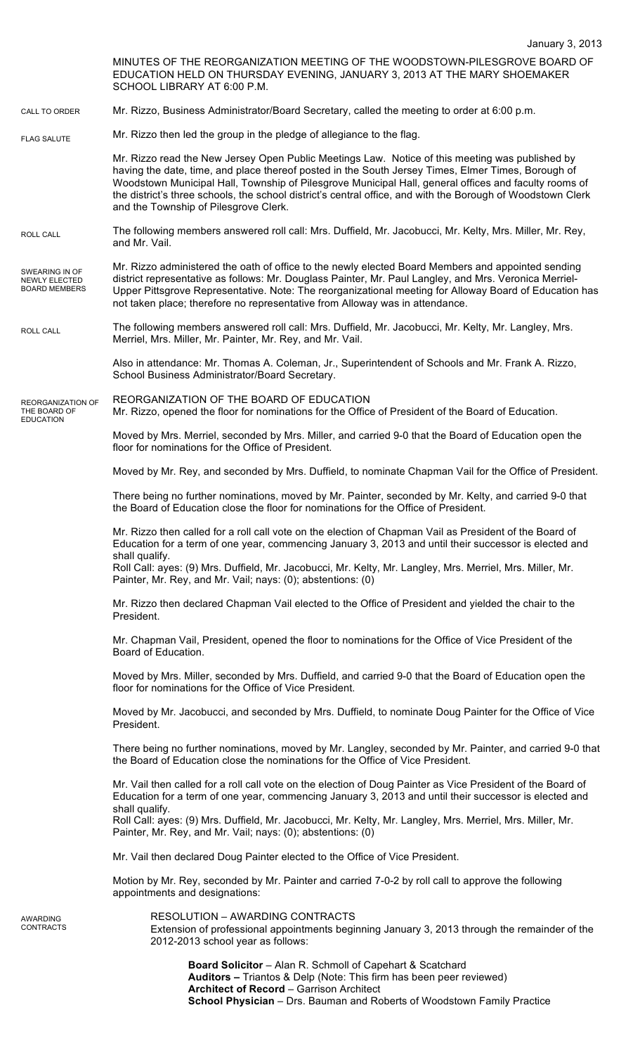January 3, 2013

MINUTES OF THE REORGANIZATION MEETING OF THE WOODSTOWN-PILESGROVE BOARD OF EDUCATION HELD ON THURSDAY EVENING, JANUARY 3, 2013 AT THE MARY SHOEMAKER SCHOOL LIBRARY AT 6:00 P.M.

CALL TO ORDER

Mr. Rizzo, Business Administrator/Board Secretary, called the meeting to order at 6:00 p.m.

FLAG SALUTE

Mr. Rizzo then led the group in the pledge of allegiance to the flag.

Mr. Rizzo read the New Jersey Open Public Meetings Law. Notice of this meeting was published by having the date, time, and place thereof posted in the South Jersey Times, Elmer Times, Borough of Woodstown Municipal Hall, Township of Pilesgrove Municipal Hall, general offices and faculty rooms of the district's three schools, the school district's central office, and with the Borough of Woodstown Clerk and the Township of Pilesgrove Clerk.

ROLL CALL

The following members answered roll call: Mrs. Duffield, Mr. Jacobucci, Mr. Kelty, Mrs. Miller, Mr. Rey, and Mr. Vail.

SWEARING IN OF NEWLY ELECTED BOARD MEMBERS

Mr. Rizzo administered the oath of office to the newly elected Board Members and appointed sending district representative as follows: Mr. Douglass Painter, Mr. Paul Langley, and Mrs. Veronica Merriel-Upper Pittsgrove Representative. Note: The reorganizational meeting for Alloway Board of Education has not taken place; therefore no representative from Alloway was in attendance.

ROLL CALL

The following members answered roll call: Mrs. Duffield, Mr. Jacobucci, Mr. Kelty, Mr. Langley, Mrs. Merriel, Mrs. Miller, Mr. Painter, Mr. Rey, and Mr. Vail.

Also in attendance: Mr. Thomas A. Coleman, Jr., Superintendent of Schools and Mr. Frank A. Rizzo, School Business Administrator/Board Secretary.

REORGANIZATION OF THE BOARD OF EDUCATION

REORGANIZATION OF THE BOARD OF EDUCATION
Mr. Rizzo, opened the floor for nominations for the Office of President of the Board of Education.

Moved by Mrs. Merriel, seconded by Mrs. Miller, and carried 9-0 that the Board of Education open the floor for nominations for the Office of President.

Moved by Mr. Rey, and seconded by Mrs. Duffield, to nominate Chapman Vail for the Office of President.

There being no further nominations, moved by Mr. Painter, seconded by Mr. Kelty, and carried 9-0 that the Board of Education close the floor for nominations for the Office of President.

Mr. Rizzo then called for a roll call vote on the election of Chapman Vail as President of the Board of Education for a term of one year, commencing January 3, 2013 and until their successor is elected and shall qualify.
Roll Call: ayes: (9) Mrs. Duffield, Mr. Jacobucci, Mr. Kelty, Mr. Langley, Mrs. Merriel, Mrs. Miller, Mr. Painter, Mr. Rey, and Mr. Vail; nays: (0); abstentions: (0)

Mr. Rizzo then declared Chapman Vail elected to the Office of President and yielded the chair to the President.

Mr. Chapman Vail, President, opened the floor to nominations for the Office of Vice President of the Board of Education.

Moved by Mrs. Miller, seconded by Mrs. Duffield, and carried 9-0 that the Board of Education open the floor for nominations for the Office of Vice President.

Moved by Mr. Jacobucci, and seconded by Mrs. Duffield, to nominate Doug Painter for the Office of Vice President.

There being no further nominations, moved by Mr. Langley, seconded by Mr. Painter, and carried 9-0 that the Board of Education close the nominations for the Office of Vice President.

Mr. Vail then called for a roll call vote on the election of Doug Painter as Vice President of the Board of Education for a term of one year, commencing January 3, 2013 and until their successor is elected and shall qualify.
Roll Call: ayes: (9) Mrs. Duffield, Mr. Jacobucci, Mr. Kelty, Mr. Langley, Mrs. Merriel, Mrs. Miller, Mr. Painter, Mr. Rey, and Mr. Vail; nays: (0); abstentions: (0)

Mr. Vail then declared Doug Painter elected to the Office of Vice President.

Motion by Mr. Rey, seconded by Mr. Painter and carried 7-0-2 by roll call to approve the following appointments and designations:

AWARDING CONTRACTS

RESOLUTION – AWARDING CONTRACTS
Extension of professional appointments beginning January 3, 2013 through the remainder of the 2012-2013 school year as follows:

**Board Solicitor** – Alan R. Schmoll of Capehart & Scatchard
**Auditors –** Triantos & Delp (Note: This firm has been peer reviewed)
**Architect of Record** – Garrison Architect
**School Physician** – Drs. Bauman and Roberts of Woodstown Family Practice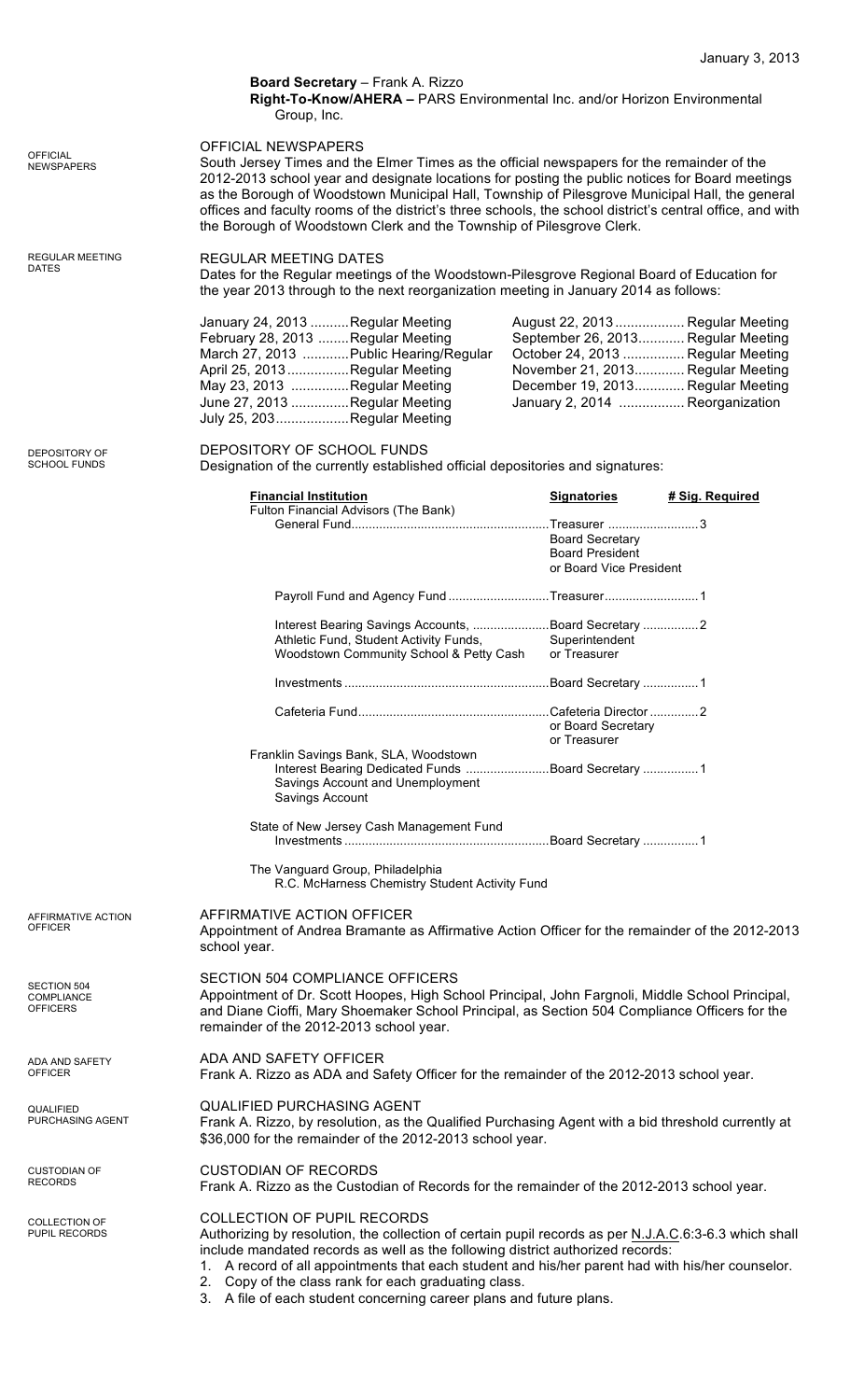January 3, 2013

**Board Secretary** – Frank A. Rizzo
**Right-To-Know/AHERA –** PARS Environmental Inc. and/or Horizon Environmental Group, Inc.

OFFICIAL NEWSPAPERS

## OFFICIAL NEWSPAPERS

South Jersey Times and the Elmer Times as the official newspapers for the remainder of the 2012-2013 school year and designate locations for posting the public notices for Board meetings as the Borough of Woodstown Municipal Hall, Township of Pilesgrove Municipal Hall, the general offices and faculty rooms of the district's three schools, the school district's central office, and with the Borough of Woodstown Clerk and the Township of Pilesgrove Clerk.

REGULAR MEETING DATES

## REGULAR MEETING DATES

Dates for the Regular meetings of the Woodstown-Pilesgrove Regional Board of Education for the year 2013 through to the next reorganization meeting in January 2014 as follows:

| | | | |
|---|---|---|---|
| January 24, 2013 | Regular Meeting | August 22, 2013 | Regular Meeting |
| February 28, 2013 | Regular Meeting | September 26, 2013 | Regular Meeting |
| March 27, 2013 | Public Hearing/Regular | October 24, 2013 | Regular Meeting |
| April 25, 2013 | Regular Meeting | November 21, 2013 | Regular Meeting |
| May 23, 2013 | Regular Meeting | December 19, 2013 | Regular Meeting |
| June 27, 2013 | Regular Meeting | January 2, 2014 | Reorganization |
| July 25, 203 | Regular Meeting | | |

DEPOSITORY OF SCHOOL FUNDS

## DEPOSITORY OF SCHOOL FUNDS

Designation of the currently established official depositories and signatures:

| **Financial Institution** | **Signatories** | **# Sig. Required** |
|---|---|---|
| Fulton Financial Advisors (The Bank) | | |
| General Fund | Treasurer<br>Board Secretary<br>Board President<br>or Board Vice President | 3 |
| Payroll Fund and Agency Fund | Treasurer | 1 |
| Interest Bearing Savings Accounts, Athletic Fund, Student Activity Funds, Woodstown Community School & Petty Cash | Board Secretary<br>Superintendent<br>or Treasurer | 2 |
| Investments | Board Secretary | 1 |
| Cafeteria Fund | Cafeteria Director<br>or Board Secretary<br>or Treasurer | 2 |
| Franklin Savings Bank, SLA, Woodstown | | |
| Interest Bearing Dedicated Funds Savings Account and Unemployment Savings Account | Board Secretary | 1 |
| State of New Jersey Cash Management Fund | | |
| Investments | Board Secretary | 1 |
| The Vanguard Group, Philadelphia | | |
| R.C. McHarness Chemistry Student Activity Fund | | |

AFFIRMATIVE ACTION OFFICER

## AFFIRMATIVE ACTION OFFICER

Appointment of Andrea Bramante as Affirmative Action Officer for the remainder of the 2012-2013 school year.

SECTION 504 COMPLIANCE OFFICERS

## SECTION 504 COMPLIANCE OFFICERS

Appointment of Dr. Scott Hoopes, High School Principal, John Fargnoli, Middle School Principal, and Diane Cioffi, Mary Shoemaker School Principal, as Section 504 Compliance Officers for the remainder of the 2012-2013 school year.

ADA AND SAFETY OFFICER

## ADA AND SAFETY OFFICER

Frank A. Rizzo as ADA and Safety Officer for the remainder of the 2012-2013 school year.

QUALIFIED PURCHASING AGENT

## QUALIFIED PURCHASING AGENT

Frank A. Rizzo, by resolution, as the Qualified Purchasing Agent with a bid threshold currently at $36,000 for the remainder of the 2012-2013 school year.

CUSTODIAN OF RECORDS

## CUSTODIAN OF RECORDS

Frank A. Rizzo as the Custodian of Records for the remainder of the 2012-2013 school year.

COLLECTION OF PUPIL RECORDS

## COLLECTION OF PUPIL RECORDS

Authorizing by resolution, the collection of certain pupil records as per N.J.A.C.6:3-6.3 which shall include mandated records as well as the following district authorized records:

1. A record of all appointments that each student and his/her parent had with his/her counselor.
2. Copy of the class rank for each graduating class.
3. A file of each student concerning career plans and future plans.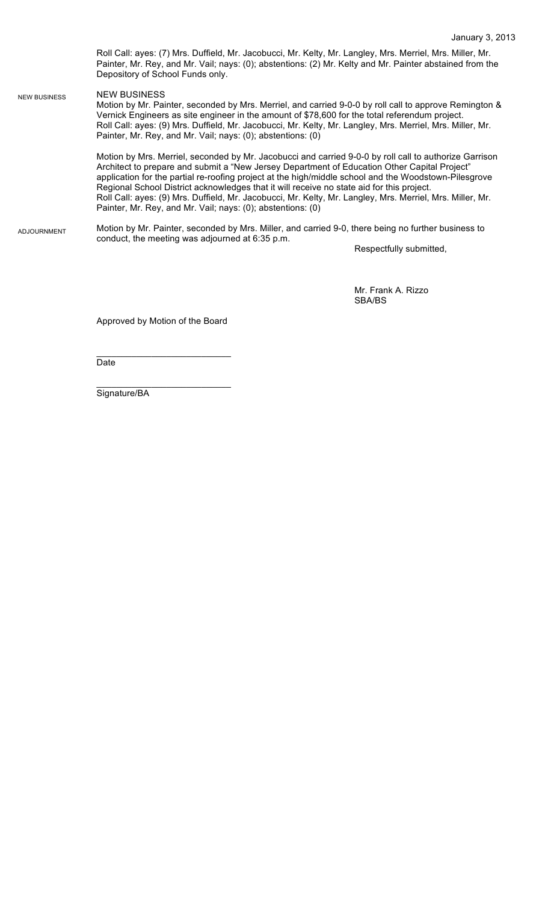January 3, 2013

Roll Call: ayes: (7) Mrs. Duffield, Mr. Jacobucci, Mr. Kelty, Mr. Langley, Mrs. Merriel, Mrs. Miller, Mr. Painter, Mr. Rey, and Mr. Vail; nays: (0); abstentions: (2) Mr. Kelty and Mr. Painter abstained from the Depository of School Funds only.

NEW BUSINESS

## NEW BUSINESS

Motion by Mr. Painter, seconded by Mrs. Merriel, and carried 9-0-0 by roll call to approve Remington & Vernick Engineers as site engineer in the amount of $78,600 for the total referendum project.
Roll Call: ayes: (9) Mrs. Duffield, Mr. Jacobucci, Mr. Kelty, Mr. Langley, Mrs. Merriel, Mrs. Miller, Mr. Painter, Mr. Rey, and Mr. Vail; nays: (0); abstentions: (0)

Motion by Mrs. Merriel, seconded by Mr. Jacobucci and carried 9-0-0 by roll call to authorize Garrison Architect to prepare and submit a "New Jersey Department of Education Other Capital Project" application for the partial re-roofing project at the high/middle school and the Woodstown-Pilesgrove Regional School District acknowledges that it will receive no state aid for this project.
Roll Call: ayes: (9) Mrs. Duffield, Mr. Jacobucci, Mr. Kelty, Mr. Langley, Mrs. Merriel, Mrs. Miller, Mr. Painter, Mr. Rey, and Mr. Vail; nays: (0); abstentions: (0)

ADJOURNMENT

Motion by Mr. Painter, seconded by Mrs. Miller, and carried 9-0, there being no further business to conduct, the meeting was adjourned at 6:35 p.m.

Respectfully submitted,

Mr. Frank A. Rizzo
SBA/BS

Approved by Motion of the Board

______________________________
Date

______________________________
Signature/BA